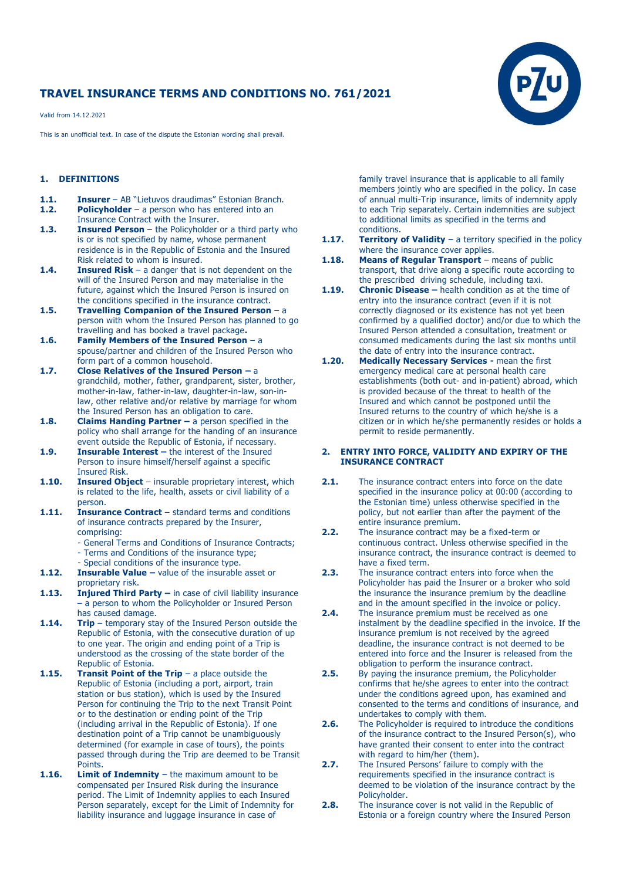# TRAVEL INSURANCE TERMS AND CONDITIONS NO. 761/2021

Valid from 14.12.2021

This is an unofficial text. In case of the dispute the Estonian wording shall prevail.

## 1. DEFINITIONS

**1.1.** **Insurer** – AB "Lietuvos draudimas" Estonian Branch.

**1.2.** **Policyholder** – a person who has entered into an Insurance Contract with the Insurer.

**1.3.** **Insured Person** – the Policyholder or a third party who is or is not specified by name, whose permanent residence is in the Republic of Estonia and the Insured Risk related to whom is insured.

**1.4.** **Insured Risk** – a danger that is not dependent on the will of the Insured Person and may materialise in the future, against which the Insured Person is insured on the conditions specified in the insurance contract.

**1.5.** **Travelling Companion of the Insured Person** – a person with whom the Insured Person has planned to go travelling and has booked a travel package**.**

**1.6.** **Family Members of the Insured Person** – a spouse/partner and children of the Insured Person who form part of a common household.

**1.7.** **Close Relatives of the Insured Person –** a grandchild, mother, father, grandparent, sister, brother, mother-in-law, father-in-law, daughter-in-law, son-in-law, other relative and/or relative by marriage for whom the Insured Person has an obligation to care.

**1.8.** **Claims Handing Partner –** a person specified in the policy who shall arrange for the handing of an insurance event outside the Republic of Estonia, if necessary.

**1.9.** **Insurable Interest –** the interest of the Insured Person to insure himself/herself against a specific Insured Risk.

**1.10.** **Insured Object** – insurable proprietary interest, which is related to the life, health, assets or civil liability of a person.

**1.11.** **Insurance Contract** – standard terms and conditions of insurance contracts prepared by the Insurer, comprising:
- General Terms and Conditions of Insurance Contracts;
- Terms and Conditions of the insurance type;
- Special conditions of the insurance type.

**1.12.** **Insurable Value –** value of the insurable asset or proprietary risk.

**1.13.** **Injured Third Party –** in case of civil liability insurance – a person to whom the Policyholder or Insured Person has caused damage.

**1.14.** **Trip** – temporary stay of the Insured Person outside the Republic of Estonia, with the consecutive duration of up to one year. The origin and ending point of a Trip is understood as the crossing of the state border of the Republic of Estonia.

**1.15.** **Transit Point of the Trip** – a place outside the Republic of Estonia (including a port, airport, train station or bus station), which is used by the Insured Person for continuing the Trip to the next Transit Point or to the destination or ending point of the Trip (including arrival in the Republic of Estonia). If one destination point of a Trip cannot be unambiguously determined (for example in case of tours), the points passed through during the Trip are deemed to be Transit Points.

**1.16.** **Limit of Indemnity** – the maximum amount to be compensated per Insured Risk during the insurance period. The Limit of Indemnity applies to each Insured Person separately, except for the Limit of Indemnity for liability insurance and luggage insurance in case of family travel insurance that is applicable to all family members jointly who are specified in the policy. In case of annual multi-Trip insurance, limits of indemnity apply to each Trip separately. Certain indemnities are subject to additional limits as specified in the terms and conditions.

**1.17.** **Territory of Validity** – a territory specified in the policy where the insurance cover applies.

**1.18.** **Means of Regular Transport** – means of public transport, that drive along a specific route according to the prescribed driving schedule, including taxi.

**1.19.** **Chronic Disease –** health condition as at the time of entry into the insurance contract (even if it is not correctly diagnosed or its existence has not yet been confirmed by a qualified doctor) and/or due to which the Insured Person attended a consultation, treatment or consumed medicaments during the last six months until the date of entry into the insurance contract.

**1.20.** **Medically Necessary Services -** mean the first emergency medical care at personal health care establishments (both out- and in-patient) abroad, which is provided because of the threat to health of the Insured and which cannot be postponed until the Insured returns to the country of which he/she is a citizen or in which he/she permanently resides or holds a permit to reside permanently.

## 2. ENTRY INTO FORCE, VALIDITY AND EXPIRY OF THE INSURANCE CONTRACT

**2.1.** The insurance contract enters into force on the date specified in the insurance policy at 00:00 (according to the Estonian time) unless otherwise specified in the policy, but not earlier than after the payment of the entire insurance premium.

**2.2.** The insurance contract may be a fixed-term or continuous contract. Unless otherwise specified in the insurance contract, the insurance contract is deemed to have a fixed term.

**2.3.** The insurance contract enters into force when the Policyholder has paid the Insurer or a broker who sold the insurance the insurance premium by the deadline and in the amount specified in the invoice or policy.

**2.4.** The insurance premium must be received as one instalment by the deadline specified in the invoice. If the insurance premium is not received by the agreed deadline, the insurance contract is not deemed to be entered into force and the Insurer is released from the obligation to perform the insurance contract.

**2.5.** By paying the insurance premium, the Policyholder confirms that he/she agrees to enter into the contract under the conditions agreed upon, has examined and consented to the terms and conditions of insurance, and undertakes to comply with them.

**2.6.** The Policyholder is required to introduce the conditions of the insurance contract to the Insured Person(s), who have granted their consent to enter into the contract with regard to him/her (them).

**2.7.** The Insured Persons' failure to comply with the requirements specified in the insurance contract is deemed to be violation of the insurance contract by the Policyholder.

**2.8.** The insurance cover is not valid in the Republic of Estonia or a foreign country where the Insured Person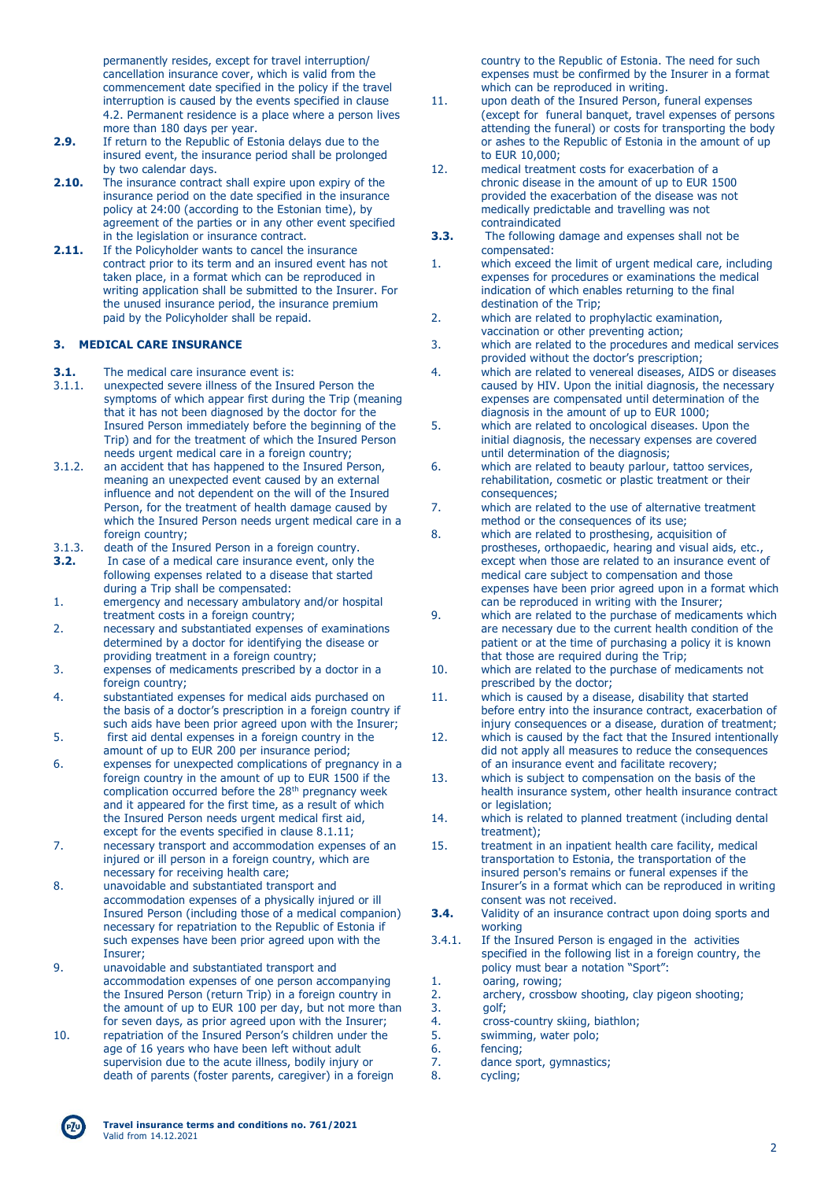permanently resides, except for travel interruption/ cancellation insurance cover, which is valid from the commencement date specified in the policy if the travel interruption is caused by the events specified in clause 4.2. Permanent residence is a place where a person lives more than 180 days per year.

**2.9.** If return to the Republic of Estonia delays due to the insured event, the insurance period shall be prolonged by two calendar days.

**2.10.** The insurance contract shall expire upon expiry of the insurance period on the date specified in the insurance policy at 24:00 (according to the Estonian time), by agreement of the parties or in any other event specified in the legislation or insurance contract.

**2.11.** If the Policyholder wants to cancel the insurance contract prior to its term and an insured event has not taken place, in a format which can be reproduced in writing application shall be submitted to the Insurer. For the unused insurance period, the insurance premium paid by the Policyholder shall be repaid.

## 3. MEDICAL CARE INSURANCE

**3.1.** The medical care insurance event is:

3.1.1. unexpected severe illness of the Insured Person the symptoms of which appear first during the Trip (meaning that it has not been diagnosed by the doctor for the Insured Person immediately before the beginning of the Trip) and for the treatment of which the Insured Person needs urgent medical care in a foreign country;

3.1.2. an accident that has happened to the Insured Person, meaning an unexpected event caused by an external influence and not dependent on the will of the Insured Person, for the treatment of health damage caused by which the Insured Person needs urgent medical care in a foreign country;

3.1.3. death of the Insured Person in a foreign country.

**3.2.** In case of a medical care insurance event, only the following expenses related to a disease that started during a Trip shall be compensated:

1. emergency and necessary ambulatory and/or hospital treatment costs in a foreign country;
2. necessary and substantiated expenses of examinations determined by a doctor for identifying the disease or providing treatment in a foreign country;
3. expenses of medicaments prescribed by a doctor in a foreign country;
4. substantiated expenses for medical aids purchased on the basis of a doctor's prescription in a foreign country if such aids have been prior agreed upon with the Insurer;
5. first aid dental expenses in a foreign country in the amount of up to EUR 200 per insurance period;
6. expenses for unexpected complications of pregnancy in a foreign country in the amount of up to EUR 1500 if the complication occurred before the 28th pregnancy week and it appeared for the first time, as a result of which the Insured Person needs urgent medical first aid, except for the events specified in clause 8.1.11;
7. necessary transport and accommodation expenses of an injured or ill person in a foreign country, which are necessary for receiving health care;
8. unavoidable and substantiated transport and accommodation expenses of a physically injured or ill Insured Person (including those of a medical companion) necessary for repatriation to the Republic of Estonia if such expenses have been prior agreed upon with the Insurer;
9. unavoidable and substantiated transport and accommodation expenses of one person accompanying the Insured Person (return Trip) in a foreign country in the amount of up to EUR 100 per day, but not more than for seven days, as prior agreed upon with the Insurer;
10. repatriation of the Insured Person's children under the age of 16 years who have been left without adult supervision due to the acute illness, bodily injury or death of parents (foster parents, caregiver) in a foreign country to the Republic of Estonia. The need for such expenses must be confirmed by the Insurer in a format which can be reproduced in writing.
11. upon death of the Insured Person, funeral expenses (except for funeral banquet, travel expenses of persons attending the funeral) or costs for transporting the body or ashes to the Republic of Estonia in the amount of up to EUR 10,000;
12. medical treatment costs for exacerbation of a chronic disease in the amount of up to EUR 1500 provided the exacerbation of the disease was not medically predictable and travelling was not contraindicated

**3.3.** The following damage and expenses shall not be compensated:

1. which exceed the limit of urgent medical care, including expenses for procedures or examinations the medical indication of which enables returning to the final destination of the Trip;
2. which are related to prophylactic examination, vaccination or other preventing action;
3. which are related to the procedures and medical services provided without the doctor's prescription;
4. which are related to venereal diseases, AIDS or diseases caused by HIV. Upon the initial diagnosis, the necessary expenses are compensated until determination of the diagnosis in the amount of up to EUR 1000;
5. which are related to oncological diseases. Upon the initial diagnosis, the necessary expenses are covered until determination of the diagnosis;
6. which are related to beauty parlour, tattoo services, rehabilitation, cosmetic or plastic treatment or their consequences;
7. which are related to the use of alternative treatment method or the consequences of its use;
8. which are related to prosthesing, acquisition of prostheses, orthopaedic, hearing and visual aids, etc., except when those are related to an insurance event of medical care subject to compensation and those expenses have been prior agreed upon in a format which can be reproduced in writing with the Insurer;
9. which are related to the purchase of medicaments which are necessary due to the current health condition of the patient or at the time of purchasing a policy it is known that those are required during the Trip;
10. which are related to the purchase of medicaments not prescribed by the doctor;
11. which is caused by a disease, disability that started before entry into the insurance contract, exacerbation of injury consequences or a disease, duration of treatment;
12. which is caused by the fact that the Insured intentionally did not apply all measures to reduce the consequences of an insurance event and facilitate recovery;
13. which is subject to compensation on the basis of the health insurance system, other health insurance contract or legislation;
14. which is related to planned treatment (including dental treatment);
15. treatment in an inpatient health care facility, medical transportation to Estonia, the transportation of the insured person's remains or funeral expenses if the Insurer's in a format which can be reproduced in writing consent was not received.

**3.4.** Validity of an insurance contract upon doing sports and working

3.4.1. If the Insured Person is engaged in the activities specified in the following list in a foreign country, the policy must bear a notation "Sport":

1. oaring, rowing;
2. archery, crossbow shooting, clay pigeon shooting;
3. golf;
4. cross-country skiing, biathlon;
5. swimming, water polo;
6. fencing;
7. dance sport, gymnastics;
8. cycling;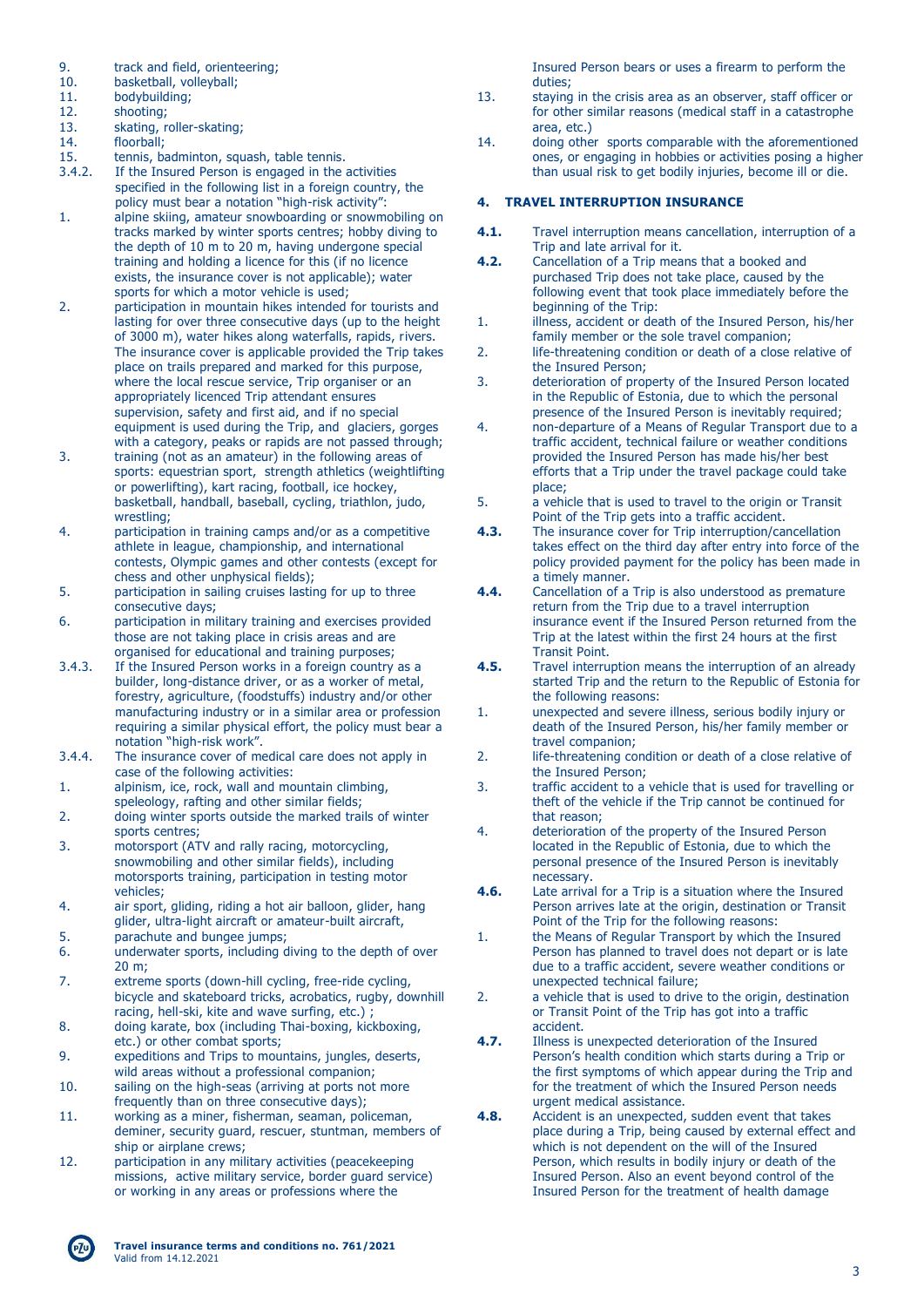9. track and field, orienteering;
10. basketball, volleyball;
11. bodybuilding;
12. shooting;
13. skating, roller-skating;
14. floorball;
15. tennis, badminton, squash, table tennis.

3.4.2. If the Insured Person is engaged in the activities specified in the following list in a foreign country, the policy must bear a notation "high-risk activity":

1. alpine skiing, amateur snowboarding or snowmobiling on tracks marked by winter sports centres; hobby diving to the depth of 10 m to 20 m, having undergone special training and holding a licence for this (if no licence exists, the insurance cover is not applicable); water sports for which a motor vehicle is used;
2. participation in mountain hikes intended for tourists and lasting for over three consecutive days (up to the height of 3000 m), water hikes along waterfalls, rapids, rivers. The insurance cover is applicable provided the Trip takes place on trails prepared and marked for this purpose, where the local rescue service, Trip organiser or an appropriately licenced Trip attendant ensures supervision, safety and first aid, and if no special equipment is used during the Trip, and glaciers, gorges with a category, peaks or rapids are not passed through;
3. training (not as an amateur) in the following areas of sports: equestrian sport, strength athletics (weightlifting or powerlifting), kart racing, football, ice hockey, basketball, handball, baseball, cycling, triathlon, judo, wrestling;
4. participation in training camps and/or as a competitive athlete in league, championship, and international contests, Olympic games and other contests (except for chess and other unphysical fields);
5. participation in sailing cruises lasting for up to three consecutive days;
6. participation in military training and exercises provided those are not taking place in crisis areas and are organised for educational and training purposes;

3.4.3. If the Insured Person works in a foreign country as a builder, long-distance driver, or as a worker of metal, forestry, agriculture, (foodstuffs) industry and/or other manufacturing industry or in a similar area or profession requiring a similar physical effort, the policy must bear a notation "high-risk work".

3.4.4. The insurance cover of medical care does not apply in case of the following activities:

1. alpinism, ice, rock, wall and mountain climbing, speleology, rafting and other similar fields;
2. doing winter sports outside the marked trails of winter sports centres;
3. motorsport (ATV and rally racing, motorcycling, snowmobiling and other similar fields), including motorsports training, participation in testing motor vehicles;
4. air sport, gliding, riding a hot air balloon, glider, hang glider, ultra-light aircraft or amateur-built aircraft,
5. parachute and bungee jumps;
6. underwater sports, including diving to the depth of over 20 m;
7. extreme sports (down-hill cycling, free-ride cycling, bicycle and skateboard tricks, acrobatics, rugby, downhill racing, hell-ski, kite and wave surfing, etc.) ;
8. doing karate, box (including Thai-boxing, kickboxing, etc.) or other combat sports;
9. expeditions and Trips to mountains, jungles, deserts, wild areas without a professional companion;
10. sailing on the high-seas (arriving at ports not more frequently than on three consecutive days);
11. working as a miner, fisherman, seaman, policeman, deminer, security guard, rescuer, stuntman, members of ship or airplane crews;
12. participation in any military activities (peacekeeping missions, active military service, border guard service) or working in any areas or professions where the Insured Person bears or uses a firearm to perform the duties;
13. staying in the crisis area as an observer, staff officer or for other similar reasons (medical staff in a catastrophe area, etc.)
14. doing other sports comparable with the aforementioned ones, or engaging in hobbies or activities posing a higher than usual risk to get bodily injuries, become ill or die.

## 4. TRAVEL INTERRUPTION INSURANCE

**4.1.** Travel interruption means cancellation, interruption of a Trip and late arrival for it.

**4.2.** Cancellation of a Trip means that a booked and purchased Trip does not take place, caused by the following event that took place immediately before the beginning of the Trip:

1. illness, accident or death of the Insured Person, his/her family member or the sole travel companion;
2. life-threatening condition or death of a close relative of the Insured Person;
3. deterioration of property of the Insured Person located in the Republic of Estonia, due to which the personal presence of the Insured Person is inevitably required;
4. non-departure of a Means of Regular Transport due to a traffic accident, technical failure or weather conditions provided the Insured Person has made his/her best efforts that a Trip under the travel package could take place;
5. a vehicle that is used to travel to the origin or Transit Point of the Trip gets into a traffic accident.

**4.3.** The insurance cover for Trip interruption/cancellation takes effect on the third day after entry into force of the policy provided payment for the policy has been made in a timely manner.

**4.4.** Cancellation of a Trip is also understood as premature return from the Trip due to a travel interruption insurance event if the Insured Person returned from the Trip at the latest within the first 24 hours at the first Transit Point.

**4.5.** Travel interruption means the interruption of an already started Trip and the return to the Republic of Estonia for the following reasons:

1. unexpected and severe illness, serious bodily injury or death of the Insured Person, his/her family member or travel companion;
2. life-threatening condition or death of a close relative of the Insured Person;
3. traffic accident to a vehicle that is used for travelling or theft of the vehicle if the Trip cannot be continued for that reason;
4. deterioration of the property of the Insured Person located in the Republic of Estonia, due to which the personal presence of the Insured Person is inevitably necessary.

**4.6.** Late arrival for a Trip is a situation where the Insured Person arrives late at the origin, destination or Transit Point of the Trip for the following reasons:

1. the Means of Regular Transport by which the Insured Person has planned to travel does not depart or is late due to a traffic accident, severe weather conditions or unexpected technical failure;
2. a vehicle that is used to drive to the origin, destination or Transit Point of the Trip has got into a traffic accident.

**4.7.** Illness is unexpected deterioration of the Insured Person's health condition which starts during a Trip or the first symptoms of which appear during the Trip and for the treatment of which the Insured Person needs urgent medical assistance.

**4.8.** Accident is an unexpected, sudden event that takes place during a Trip, being caused by external effect and which is not dependent on the will of the Insured Person, which results in bodily injury or death of the Insured Person. Also an event beyond control of the Insured Person for the treatment of health damage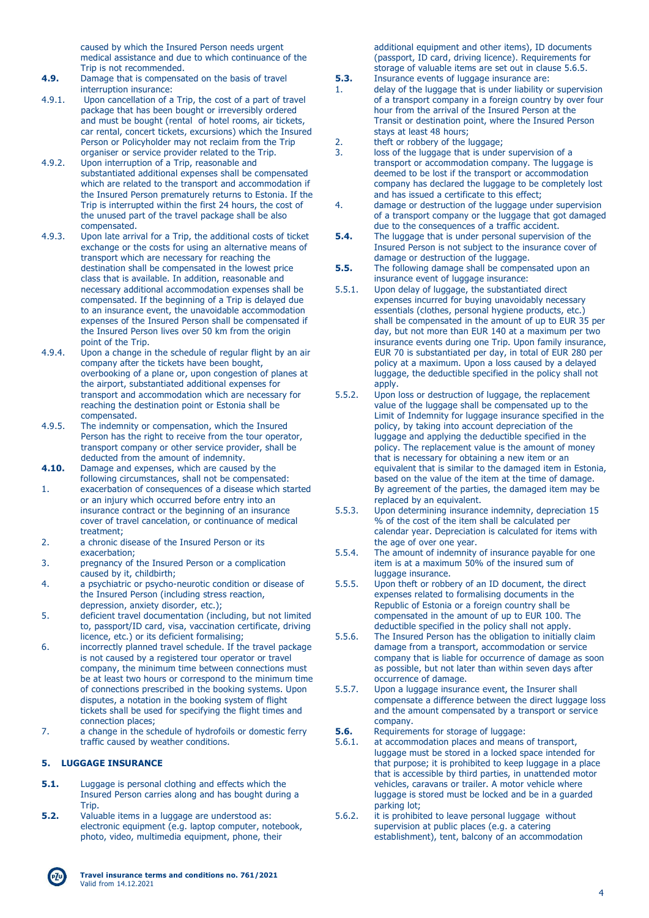caused by which the Insured Person needs urgent medical assistance and due to which continuance of the Trip is not recommended.

**4.9.** Damage that is compensated on the basis of travel interruption insurance:

4.9.1. Upon cancellation of a Trip, the cost of a part of travel package that has been bought or irreversibly ordered and must be bought (rental of hotel rooms, air tickets, car rental, concert tickets, excursions) which the Insured Person or Policyholder may not reclaim from the Trip organiser or service provider related to the Trip.

4.9.2. Upon interruption of a Trip, reasonable and substantiated additional expenses shall be compensated which are related to the transport and accommodation if the Insured Person prematurely returns to Estonia. If the Trip is interrupted within the first 24 hours, the cost of the unused part of the travel package shall be also compensated.

4.9.3. Upon late arrival for a Trip, the additional costs of ticket exchange or the costs for using an alternative means of transport which are necessary for reaching the destination shall be compensated in the lowest price class that is available. In addition, reasonable and necessary additional accommodation expenses shall be compensated. If the beginning of a Trip is delayed due to an insurance event, the unavoidable accommodation expenses of the Insured Person shall be compensated if the Insured Person lives over 50 km from the origin point of the Trip.

4.9.4. Upon a change in the schedule of regular flight by an air company after the tickets have been bought, overbooking of a plane or, upon congestion of planes at the airport, substantiated additional expenses for transport and accommodation which are necessary for reaching the destination point or Estonia shall be compensated.

4.9.5. The indemnity or compensation, which the Insured Person has the right to receive from the tour operator, transport company or other service provider, shall be deducted from the amount of indemnity.

**4.10.** Damage and expenses, which are caused by the following circumstances, shall not be compensated:

1. exacerbation of consequences of a disease which started or an injury which occurred before entry into an insurance contract or the beginning of an insurance cover of travel cancelation, or continuance of medical treatment;
2. a chronic disease of the Insured Person or its exacerbation;
3. pregnancy of the Insured Person or a complication caused by it, childbirth;
4. a psychiatric or psycho-neurotic condition or disease of the Insured Person (including stress reaction, depression, anxiety disorder, etc.);
5. deficient travel documentation (including, but not limited to, passport/ID card, visa, vaccination certificate, driving licence, etc.) or its deficient formalising;
6. incorrectly planned travel schedule. If the travel package is not caused by a registered tour operator or travel company, the minimum time between connections must be at least two hours or correspond to the minimum time of connections prescribed in the booking systems. Upon disputes, a notation in the booking system of flight tickets shall be used for specifying the flight times and connection places;
7. a change in the schedule of hydrofoils or domestic ferry traffic caused by weather conditions.

## 5. LUGGAGE INSURANCE

**5.1.** Luggage is personal clothing and effects which the Insured Person carries along and has bought during a Trip.

**5.2.** Valuable items in a luggage are understood as: electronic equipment (e.g. laptop computer, notebook, photo, video, multimedia equipment, phone, their additional equipment and other items), ID documents (passport, ID card, driving licence). Requirements for storage of valuable items are set out in clause 5.6.5.

**5.3.** Insurance events of luggage insurance are:

1. delay of the luggage that is under liability or supervision of a transport company in a foreign country by over four hour from the arrival of the Insured Person at the Transit or destination point, where the Insured Person stays at least 48 hours;
2. theft or robbery of the luggage;
3. loss of the luggage that is under supervision of a transport or accommodation company. The luggage is deemed to be lost if the transport or accommodation company has declared the luggage to be completely lost and has issued a certificate to this effect;
4. damage or destruction of the luggage under supervision of a transport company or the luggage that got damaged due to the consequences of a traffic accident.

**5.4.** The luggage that is under personal supervision of the Insured Person is not subject to the insurance cover of damage or destruction of the luggage.

**5.5.** The following damage shall be compensated upon an insurance event of luggage insurance:

5.5.1. Upon delay of luggage, the substantiated direct expenses incurred for buying unavoidably necessary essentials (clothes, personal hygiene products, etc.) shall be compensated in the amount of up to EUR 35 per day, but not more than EUR 140 at a maximum per two insurance events during one Trip. Upon family insurance, EUR 70 is substantiated per day, in total of EUR 280 per policy at a maximum. Upon a loss caused by a delayed luggage, the deductible specified in the policy shall not apply.

5.5.2. Upon loss or destruction of luggage, the replacement value of the luggage shall be compensated up to the Limit of Indemnity for luggage insurance specified in the policy, by taking into account depreciation of the luggage and applying the deductible specified in the policy. The replacement value is the amount of money that is necessary for obtaining a new item or an equivalent that is similar to the damaged item in Estonia, based on the value of the item at the time of damage. By agreement of the parties, the damaged item may be replaced by an equivalent.

5.5.3. Upon determining insurance indemnity, depreciation 15 % of the cost of the item shall be calculated per calendar year. Depreciation is calculated for items with the age of over one year.

5.5.4. The amount of indemnity of insurance payable for one item is at a maximum 50% of the insured sum of luggage insurance.

5.5.5. Upon theft or robbery of an ID document, the direct expenses related to formalising documents in the Republic of Estonia or a foreign country shall be compensated in the amount of up to EUR 100. The deductible specified in the policy shall not apply.

5.5.6. The Insured Person has the obligation to initially claim damage from a transport, accommodation or service company that is liable for occurrence of damage as soon as possible, but not later than within seven days after occurrence of damage.

5.5.7. Upon a luggage insurance event, the Insurer shall compensate a difference between the direct luggage loss and the amount compensated by a transport or service company.

**5.6.** Requirements for storage of luggage:

5.6.1. at accommodation places and means of transport, luggage must be stored in a locked space intended for that purpose; it is prohibited to keep luggage in a place that is accessible by third parties, in unattended motor vehicles, caravans or trailer. A motor vehicle where luggage is stored must be locked and be in a guarded parking lot;

5.6.2. it is prohibited to leave personal luggage without supervision at public places (e.g. a catering establishment), tent, balcony of an accommodation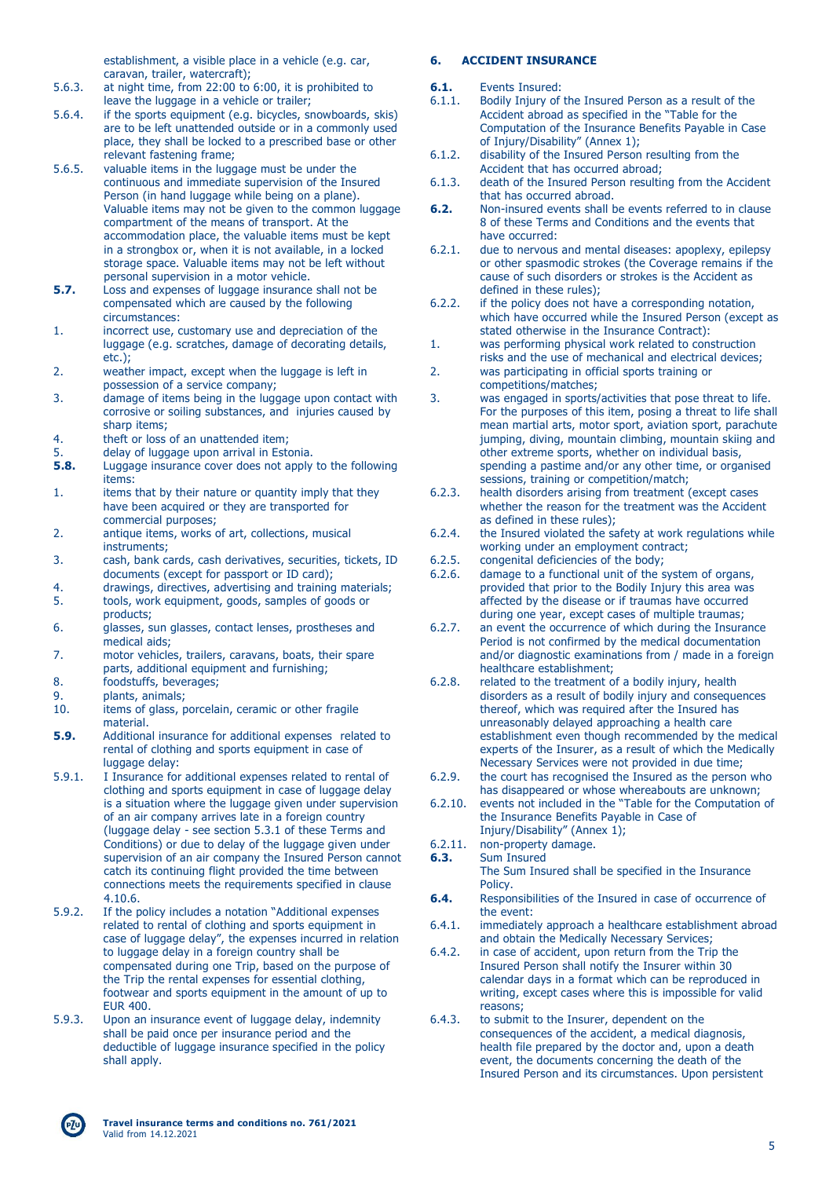establishment, a visible place in a vehicle (e.g. car, caravan, trailer, watercraft);

5.6.3. at night time, from 22:00 to 6:00, it is prohibited to leave the luggage in a vehicle or trailer;

5.6.4. if the sports equipment (e.g. bicycles, snowboards, skis) are to be left unattended outside or in a commonly used place, they shall be locked to a prescribed base or other relevant fastening frame;

5.6.5. valuable items in the luggage must be under the continuous and immediate supervision of the Insured Person (in hand luggage while being on a plane). Valuable items may not be given to the common luggage compartment of the means of transport. At the accommodation place, the valuable items must be kept in a strongbox or, when it is not available, in a locked storage space. Valuable items may not be left without personal supervision in a motor vehicle.

**5.7.** Loss and expenses of luggage insurance shall not be compensated which are caused by the following circumstances:

1. incorrect use, customary use and depreciation of the luggage (e.g. scratches, damage of decorating details, etc.);
2. weather impact, except when the luggage is left in possession of a service company;
3. damage of items being in the luggage upon contact with corrosive or soiling substances, and injuries caused by sharp items;
4. theft or loss of an unattended item;
5. delay of luggage upon arrival in Estonia.

**5.8.** Luggage insurance cover does not apply to the following items:

1. items that by their nature or quantity imply that they have been acquired or they are transported for commercial purposes;
2. antique items, works of art, collections, musical instruments;
3. cash, bank cards, cash derivatives, securities, tickets, ID documents (except for passport or ID card);
4. drawings, directives, advertising and training materials;
5. tools, work equipment, goods, samples of goods or products;
6. glasses, sun glasses, contact lenses, prostheses and medical aids;
7. motor vehicles, trailers, caravans, boats, their spare parts, additional equipment and furnishing;
8. foodstuffs, beverages;
9. plants, animals;
10. items of glass, porcelain, ceramic or other fragile material.

**5.9.** Additional insurance for additional expenses related to rental of clothing and sports equipment in case of luggage delay:

5.9.1. I Insurance for additional expenses related to rental of clothing and sports equipment in case of luggage delay is a situation where the luggage given under supervision of an air company arrives late in a foreign country (luggage delay - see section 5.3.1 of these Terms and Conditions) or due to delay of the luggage given under supervision of an air company the Insured Person cannot catch its continuing flight provided the time between connections meets the requirements specified in clause 4.10.6.

5.9.2. If the policy includes a notation "Additional expenses related to rental of clothing and sports equipment in case of luggage delay", the expenses incurred in relation to luggage delay in a foreign country shall be compensated during one Trip, based on the purpose of the Trip the rental expenses for essential clothing, footwear and sports equipment in the amount of up to EUR 400.

5.9.3. Upon an insurance event of luggage delay, indemnity shall be paid once per insurance period and the deductible of luggage insurance specified in the policy shall apply.

## 6. ACCIDENT INSURANCE

**6.1.** Events Insured:

6.1.1. Bodily Injury of the Insured Person as a result of the Accident abroad as specified in the "Table for the Computation of the Insurance Benefits Payable in Case of Injury/Disability" (Annex 1);

6.1.2. disability of the Insured Person resulting from the Accident that has occurred abroad;

6.1.3. death of the Insured Person resulting from the Accident that has occurred abroad.

**6.2.** Non-insured events shall be events referred to in clause 8 of these Terms and Conditions and the events that have occurred:

6.2.1. due to nervous and mental diseases: apoplexy, epilepsy or other spasmodic strokes (the Coverage remains if the cause of such disorders or strokes is the Accident as defined in these rules);

6.2.2. if the policy does not have a corresponding notation, which have occurred while the Insured Person (except as stated otherwise in the Insurance Contract):

1. was performing physical work related to construction risks and the use of mechanical and electrical devices;
2. was participating in official sports training or competitions/matches;
3. was engaged in sports/activities that pose threat to life. For the purposes of this item, posing a threat to life shall mean martial arts, motor sport, aviation sport, parachute jumping, diving, mountain climbing, mountain skiing and other extreme sports, whether on individual basis, spending a pastime and/or any other time, or organised sessions, training or competition/match;

6.2.3. health disorders arising from treatment (except cases whether the reason for the treatment was the Accident as defined in these rules);

6.2.4. the Insured violated the safety at work regulations while working under an employment contract;

6.2.5. congenital deficiencies of the body;

6.2.6. damage to a functional unit of the system of organs, provided that prior to the Bodily Injury this area was affected by the disease or if traumas have occurred during one year, except cases of multiple traumas;

6.2.7. an event the occurrence of which during the Insurance Period is not confirmed by the medical documentation and/or diagnostic examinations from / made in a foreign healthcare establishment;

6.2.8. related to the treatment of a bodily injury, health disorders as a result of bodily injury and consequences thereof, which was required after the Insured has unreasonably delayed approaching a health care establishment even though recommended by the medical experts of the Insurer, as a result of which the Medically Necessary Services were not provided in due time;

6.2.9. the court has recognised the Insured as the person who has disappeared or whose whereabouts are unknown;

6.2.10. events not included in the "Table for the Computation of the Insurance Benefits Payable in Case of Injury/Disability" (Annex 1);

6.2.11. non-property damage.

**6.3.** Sum Insured

The Sum Insured shall be specified in the Insurance Policy.

**6.4.** Responsibilities of the Insured in case of occurrence of the event:

6.4.1. immediately approach a healthcare establishment abroad and obtain the Medically Necessary Services;

6.4.2. in case of accident, upon return from the Trip the Insured Person shall notify the Insurer within 30 calendar days in a format which can be reproduced in writing, except cases where this is impossible for valid reasons;

6.4.3. to submit to the Insurer, dependent on the consequences of the accident, a medical diagnosis, health file prepared by the doctor and, upon a death event, the documents concerning the death of the Insured Person and its circumstances. Upon persistent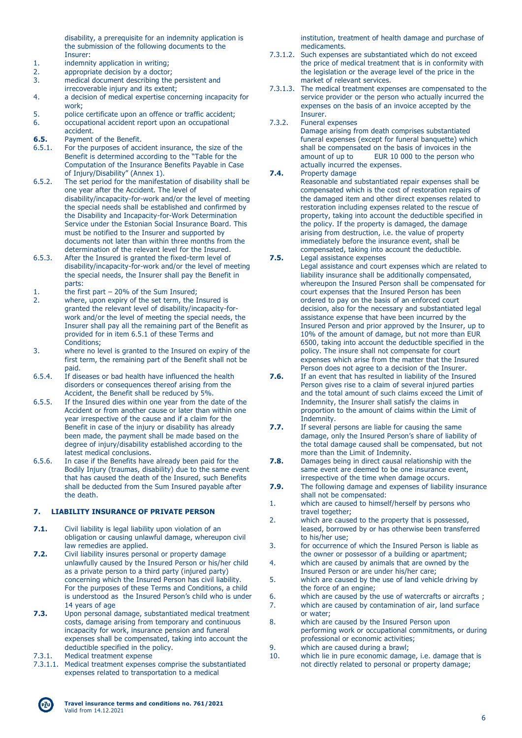disability, a prerequisite for an indemnity application is the submission of the following documents to the Insurer:

1. indemnity application in writing;
2. appropriate decision by a doctor;
3. medical document describing the persistent and irrecoverable injury and its extent;
4. a decision of medical expertise concerning incapacity for work;
5. police certificate upon an offence or traffic accident;
6. occupational accident report upon an occupational accident.

**6.5.** Payment of the Benefit.

6.5.1. For the purposes of accident insurance, the size of the Benefit is determined according to the "Table for the Computation of the Insurance Benefits Payable in Case of Injury/Disability" (Annex 1).

6.5.2. The set period for the manifestation of disability shall be one year after the Accident. The level of disability/incapacity-for-work and/or the level of meeting the special needs shall be established and confirmed by the Disability and Incapacity-for-Work Determination Service under the Estonian Social Insurance Board. This must be notified to the Insurer and supported by documents not later than within three months from the determination of the relevant level for the Insured.

6.5.3. After the Insured is granted the fixed-term level of disability/incapacity-for-work and/or the level of meeting the special needs, the Insurer shall pay the Benefit in parts:

1. the first part – 20% of the Sum Insured;
2. where, upon expiry of the set term, the Insured is granted the relevant level of disability/incapacity-for-work and/or the level of meeting the special needs, the Insurer shall pay all the remaining part of the Benefit as provided for in item 6.5.1 of these Terms and Conditions;
3. where no level is granted to the Insured on expiry of the first term, the remaining part of the Benefit shall not be paid.

6.5.4. If diseases or bad health have influenced the health disorders or consequences thereof arising from the Accident, the Benefit shall be reduced by 5%.

6.5.5. If the Insured dies within one year from the date of the Accident or from another cause or later than within one year irrespective of the cause and if a claim for the Benefit in case of the injury or disability has already been made, the payment shall be made based on the degree of injury/disability established according to the latest medical conclusions.

6.5.6. In case if the Benefits have already been paid for the Bodily Injury (traumas, disability) due to the same event that has caused the death of the Insured, such Benefits shall be deducted from the Sum Insured payable after the death.

## 7. LIABILITY INSURANCE OF PRIVATE PERSON

**7.1.** Civil liability is legal liability upon violation of an obligation or causing unlawful damage, whereupon civil law remedies are applied.

**7.2.** Civil liability insures personal or property damage unlawfully caused by the Insured Person or his/her child as a private person to a third party (injured party) concerning which the Insured Person has civil liability. For the purposes of these Terms and Conditions, a child is understood as the Insured Person's child who is under 14 years of age

**7.3.** Upon personal damage, substantiated medical treatment costs, damage arising from temporary and continuous incapacity for work, insurance pension and funeral expenses shall be compensated, taking into account the deductible specified in the policy.

7.3.1. Medical treatment expense

7.3.1.1. Medical treatment expenses comprise the substantiated expenses related to transportation to a medical institution, treatment of health damage and purchase of medicaments.

7.3.1.2. Such expenses are substantiated which do not exceed the price of medical treatment that is in conformity with the legislation or the average level of the price in the market of relevant services.

7.3.1.3. The medical treatment expenses are compensated to the service provider or the person who actually incurred the expenses on the basis of an invoice accepted by the Insurer.

7.3.2. Funeral expenses
Damage arising from death comprises substantiated funeral expenses (except for funeral banquette) which shall be compensated on the basis of invoices in the amount of up to EUR 10 000 to the person who actually incurred the expenses.

**7.4.** Property damage
Reasonable and substantiated repair expenses shall be compensated which is the cost of restoration repairs of the damaged item and other direct expenses related to restoration including expenses related to the rescue of property, taking into account the deductible specified in the policy. If the property is damaged, the damage arising from destruction, i.e. the value of property immediately before the insurance event, shall be compensated, taking into account the deductible.

**7.5.** Legal assistance expenses
Legal assistance and court expenses which are related to liability insurance shall be additionally compensated, whereupon the Insured Person shall be compensated for court expenses that the Insured Person has been ordered to pay on the basis of an enforced court decision, also for the necessary and substantiated legal assistance expense that have been incurred by the Insured Person and prior approved by the Insurer, up to 10% of the amount of damage, but not more than EUR 6500, taking into account the deductible specified in the policy. The insure shall not compensate for court expenses which arise from the matter that the Insured Person does not agree to a decision of the Insurer.

**7.6.** If an event that has resulted in liability of the Insured Person gives rise to a claim of several injured parties and the total amount of such claims exceed the Limit of Indemnity, the Insurer shall satisfy the claims in proportion to the amount of claims within the Limit of Indemnity.

**7.7.** If several persons are liable for causing the same damage, only the Insured Person's share of liability of the total damage caused shall be compensated, but not more than the Limit of Indemnity.

**7.8.** Damages being in direct causal relationship with the same event are deemed to be one insurance event, irrespective of the time when damage occurs.

**7.9.** The following damage and expenses of liability insurance shall not be compensated:

1. which are caused to himself/herself by persons who travel together;
2. which are caused to the property that is possessed, leased, borrowed by or has otherwise been transferred to his/her use;
3. for occurrence of which the Insured Person is liable as the owner or possessor of a building or apartment;
4. which are caused by animals that are owned by the Insured Person or are under his/her care;
5. which are caused by the use of land vehicle driving by the force of an engine;
6. which are caused by the use of watercrafts or aircrafts ;
7. which are caused by contamination of air, land surface or water;
8. which are caused by the Insured Person upon performing work or occupational commitments, or during professional or economic activities;
9. which are caused during a brawl;
10. which lie in pure economic damage, i.e. damage that is not directly related to personal or property damage;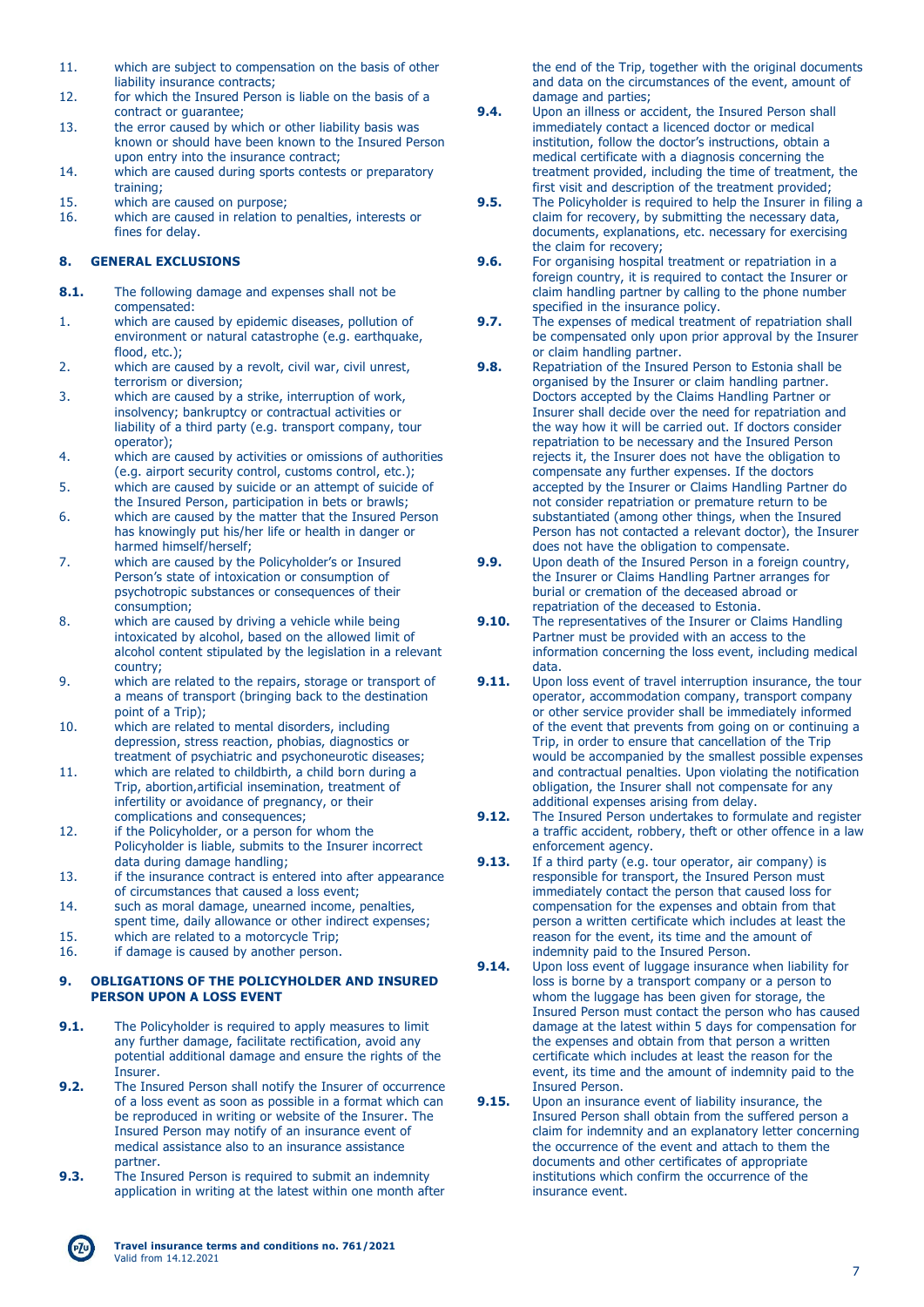11. which are subject to compensation on the basis of other liability insurance contracts;
12. for which the Insured Person is liable on the basis of a contract or guarantee;
13. the error caused by which or other liability basis was known or should have been known to the Insured Person upon entry into the insurance contract;
14. which are caused during sports contests or preparatory training;
15. which are caused on purpose;
16. which are caused in relation to penalties, interests or fines for delay.

## 8. GENERAL EXCLUSIONS

**8.1.** The following damage and expenses shall not be compensated:

1. which are caused by epidemic diseases, pollution of environment or natural catastrophe (e.g. earthquake, flood, etc.);
2. which are caused by a revolt, civil war, civil unrest, terrorism or diversion;
3. which are caused by a strike, interruption of work, insolvency; bankruptcy or contractual activities or liability of a third party (e.g. transport company, tour operator);
4. which are caused by activities or omissions of authorities (e.g. airport security control, customs control, etc.);
5. which are caused by suicide or an attempt of suicide of the Insured Person, participation in bets or brawls;
6. which are caused by the matter that the Insured Person has knowingly put his/her life or health in danger or harmed himself/herself;
7. which are caused by the Policyholder's or Insured Person's state of intoxication or consumption of psychotropic substances or consequences of their consumption;
8. which are caused by driving a vehicle while being intoxicated by alcohol, based on the allowed limit of alcohol content stipulated by the legislation in a relevant country;
9. which are related to the repairs, storage or transport of a means of transport (bringing back to the destination point of a Trip);
10. which are related to mental disorders, including depression, stress reaction, phobias, diagnostics or treatment of psychiatric and psychoneurotic diseases;
11. which are related to childbirth, a child born during a Trip, abortion,artificial insemination, treatment of infertility or avoidance of pregnancy, or their complications and consequences;
12. if the Policyholder, or a person for whom the Policyholder is liable, submits to the Insurer incorrect data during damage handling;
13. if the insurance contract is entered into after appearance of circumstances that caused a loss event;
14. such as moral damage, unearned income, penalties, spent time, daily allowance or other indirect expenses;
15. which are related to a motorcycle Trip;
16. if damage is caused by another person.

## 9. OBLIGATIONS OF THE POLICYHOLDER AND INSURED PERSON UPON A LOSS EVENT

**9.1.** The Policyholder is required to apply measures to limit any further damage, facilitate rectification, avoid any potential additional damage and ensure the rights of the Insurer.

**9.2.** The Insured Person shall notify the Insurer of occurrence of a loss event as soon as possible in a format which can be reproduced in writing or website of the Insurer. The Insured Person may notify of an insurance event of medical assistance also to an insurance assistance partner.

**9.3.** The Insured Person is required to submit an indemnity application in writing at the latest within one month after the end of the Trip, together with the original documents and data on the circumstances of the event, amount of damage and parties;

**9.4.** Upon an illness or accident, the Insured Person shall immediately contact a licenced doctor or medical institution, follow the doctor's instructions, obtain a medical certificate with a diagnosis concerning the treatment provided, including the time of treatment, the first visit and description of the treatment provided;

**9.5.** The Policyholder is required to help the Insurer in filing a claim for recovery, by submitting the necessary data, documents, explanations, etc. necessary for exercising the claim for recovery;

**9.6.** For organising hospital treatment or repatriation in a foreign country, it is required to contact the Insurer or claim handling partner by calling to the phone number specified in the insurance policy.

**9.7.** The expenses of medical treatment of repatriation shall be compensated only upon prior approval by the Insurer or claim handling partner.

**9.8.** Repatriation of the Insured Person to Estonia shall be organised by the Insurer or claim handling partner. Doctors accepted by the Claims Handling Partner or Insurer shall decide over the need for repatriation and the way how it will be carried out. If doctors consider repatriation to be necessary and the Insured Person rejects it, the Insurer does not have the obligation to compensate any further expenses. If the doctors accepted by the Insurer or Claims Handling Partner do not consider repatriation or premature return to be substantiated (among other things, when the Insured Person has not contacted a relevant doctor), the Insurer does not have the obligation to compensate.

**9.9.** Upon death of the Insured Person in a foreign country, the Insurer or Claims Handling Partner arranges for burial or cremation of the deceased abroad or repatriation of the deceased to Estonia.

**9.10.** The representatives of the Insurer or Claims Handling Partner must be provided with an access to the information concerning the loss event, including medical data.

**9.11.** Upon loss event of travel interruption insurance, the tour operator, accommodation company, transport company or other service provider shall be immediately informed of the event that prevents from going on or continuing a Trip, in order to ensure that cancellation of the Trip would be accompanied by the smallest possible expenses and contractual penalties. Upon violating the notification obligation, the Insurer shall not compensate for any additional expenses arising from delay.

**9.12.** The Insured Person undertakes to formulate and register a traffic accident, robbery, theft or other offence in a law enforcement agency.

**9.13.** If a third party (e.g. tour operator, air company) is responsible for transport, the Insured Person must immediately contact the person that caused loss for compensation for the expenses and obtain from that person a written certificate which includes at least the reason for the event, its time and the amount of indemnity paid to the Insured Person.

**9.14.** Upon loss event of luggage insurance when liability for loss is borne by a transport company or a person to whom the luggage has been given for storage, the Insured Person must contact the person who has caused damage at the latest within 5 days for compensation for the expenses and obtain from that person a written certificate which includes at least the reason for the event, its time and the amount of indemnity paid to the Insured Person.

**9.15.** Upon an insurance event of liability insurance, the Insured Person shall obtain from the suffered person a claim for indemnity and an explanatory letter concerning the occurrence of the event and attach to them the documents and other certificates of appropriate institutions which confirm the occurrence of the insurance event.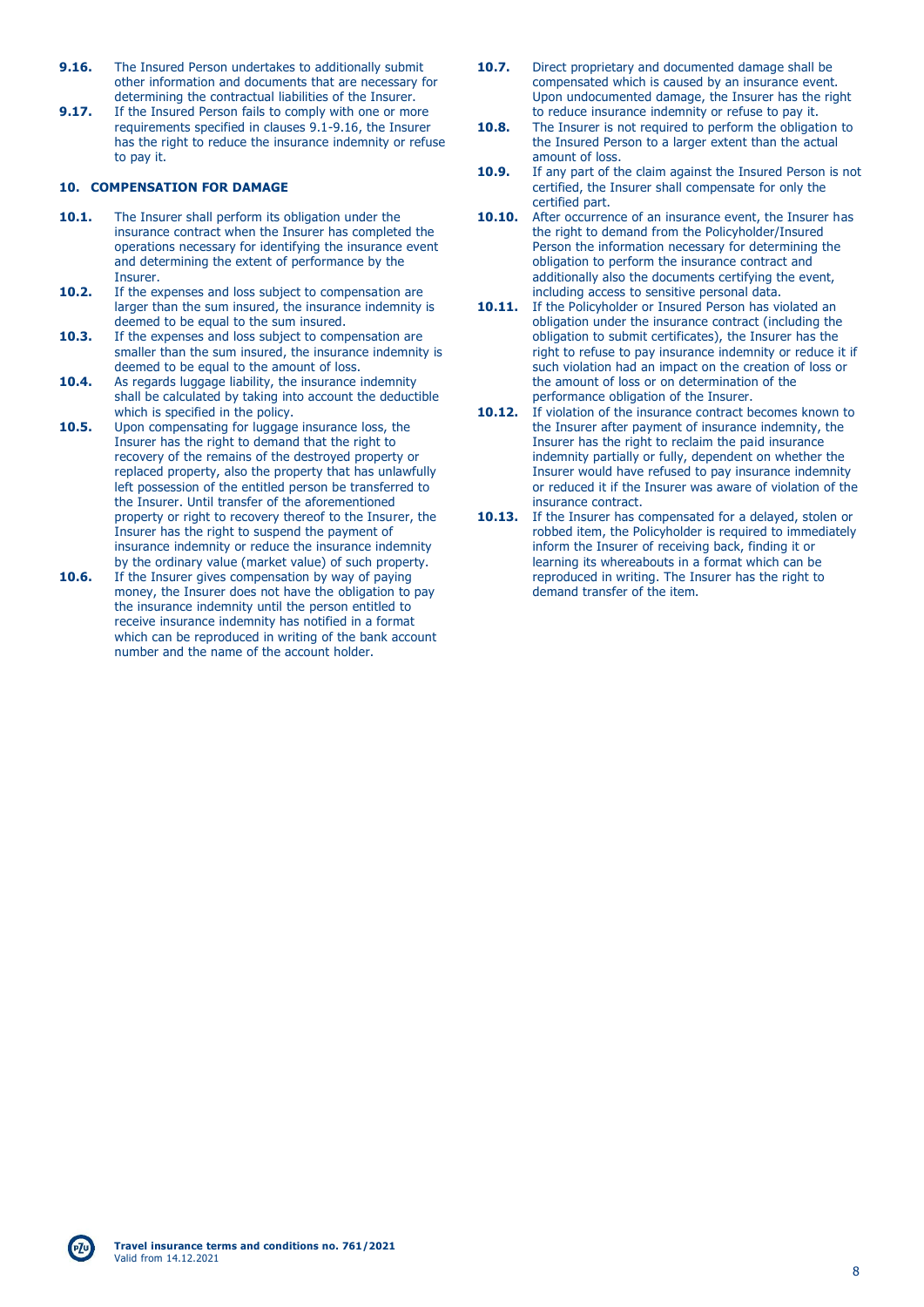**9.16.** The Insured Person undertakes to additionally submit other information and documents that are necessary for determining the contractual liabilities of the Insurer.

**9.17.** If the Insured Person fails to comply with one or more requirements specified in clauses 9.1-9.16, the Insurer has the right to reduce the insurance indemnity or refuse to pay it.

## 10. COMPENSATION FOR DAMAGE

**10.1.** The Insurer shall perform its obligation under the insurance contract when the Insurer has completed the operations necessary for identifying the insurance event and determining the extent of performance by the Insurer.

**10.2.** If the expenses and loss subject to compensation are larger than the sum insured, the insurance indemnity is deemed to be equal to the sum insured.

**10.3.** If the expenses and loss subject to compensation are smaller than the sum insured, the insurance indemnity is deemed to be equal to the amount of loss.

**10.4.** As regards luggage liability, the insurance indemnity shall be calculated by taking into account the deductible which is specified in the policy.

**10.5.** Upon compensating for luggage insurance loss, the Insurer has the right to demand that the right to recovery of the remains of the destroyed property or replaced property, also the property that has unlawfully left possession of the entitled person be transferred to the Insurer. Until transfer of the aforementioned property or right to recovery thereof to the Insurer, the Insurer has the right to suspend the payment of insurance indemnity or reduce the insurance indemnity by the ordinary value (market value) of such property.

**10.6.** If the Insurer gives compensation by way of paying money, the Insurer does not have the obligation to pay the insurance indemnity until the person entitled to receive insurance indemnity has notified in a format which can be reproduced in writing of the bank account number and the name of the account holder.

**10.7.** Direct proprietary and documented damage shall be compensated which is caused by an insurance event. Upon undocumented damage, the Insurer has the right to reduce insurance indemnity or refuse to pay it.

**10.8.** The Insurer is not required to perform the obligation to the Insured Person to a larger extent than the actual amount of loss.

**10.9.** If any part of the claim against the Insured Person is not certified, the Insurer shall compensate for only the certified part.

**10.10.** After occurrence of an insurance event, the Insurer has the right to demand from the Policyholder/Insured Person the information necessary for determining the obligation to perform the insurance contract and additionally also the documents certifying the event, including access to sensitive personal data.

**10.11.** If the Policyholder or Insured Person has violated an obligation under the insurance contract (including the obligation to submit certificates), the Insurer has the right to refuse to pay insurance indemnity or reduce it if such violation had an impact on the creation of loss or the amount of loss or on determination of the performance obligation of the Insurer.

**10.12.** If violation of the insurance contract becomes known to the Insurer after payment of insurance indemnity, the Insurer has the right to reclaim the paid insurance indemnity partially or fully, dependent on whether the Insurer would have refused to pay insurance indemnity or reduced it if the Insurer was aware of violation of the insurance contract.

**10.13.** If the Insurer has compensated for a delayed, stolen or robbed item, the Policyholder is required to immediately inform the Insurer of receiving back, finding it or learning its whereabouts in a format which can be reproduced in writing. The Insurer has the right to demand transfer of the item.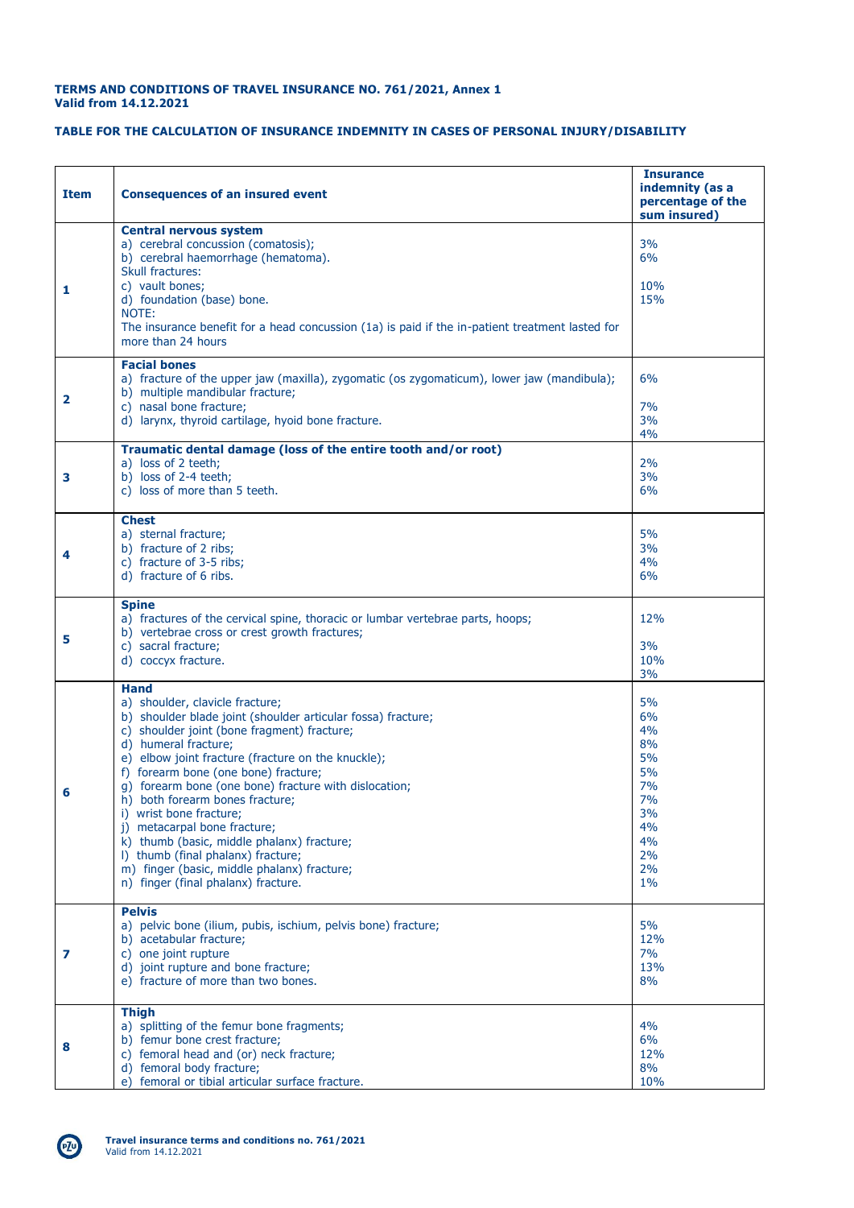**TERMS AND CONDITIONS OF TRAVEL INSURANCE NO. 761/2021, Annex 1**
**Valid from 14.12.2021**

**TABLE FOR THE CALCULATION OF INSURANCE INDEMNITY IN CASES OF PERSONAL INJURY/DISABILITY**

| Item | Consequences of an insured event | Insurance indemnity (as a percentage of the sum insured) |
|---|---|---|
| 1 | **Central nervous system**<br>a) cerebral concussion (comatosis);<br>b) cerebral haemorrhage (hematoma).<br>Skull fractures:<br>c) vault bones;<br>d) foundation (base) bone.<br>NOTE:<br>The insurance benefit for a head concussion (1a) is paid if the in-patient treatment lasted for more than 24 hours | <br>3%<br>6%<br><br>10%<br>15% |
| 2 | **Facial bones**<br>a) fracture of the upper jaw (maxilla), zygomatic (os zygomaticum), lower jaw (mandibula);<br>b) multiple mandibular fracture;<br>c) nasal bone fracture;<br>d) larynx, thyroid cartilage, hyoid bone fracture. | <br>6%<br><br>7%<br>3%<br>4% |
| 3 | **Traumatic dental damage (loss of the entire tooth and/or root)**<br>a) loss of 2 teeth;<br>b) loss of 2-4 teeth;<br>c) loss of more than 5 teeth. | <br>2%<br>3%<br>6% |
| 4 | **Chest**<br>a) sternal fracture;<br>b) fracture of 2 ribs;<br>c) fracture of 3-5 ribs;<br>d) fracture of 6 ribs. | <br>5%<br>3%<br>4%<br>6% |
| 5 | **Spine**<br>a) fractures of the cervical spine, thoracic or lumbar vertebrae parts, hoops;<br>b) vertebrae cross or crest growth fractures;<br>c) sacral fracture;<br>d) coccyx fracture. | <br>12%<br><br>3%<br>10%<br>3% |
| 6 | **Hand**<br>a) shoulder, clavicle fracture;<br>b) shoulder blade joint (shoulder articular fossa) fracture;<br>c) shoulder joint (bone fragment) fracture;<br>d) humeral fracture;<br>e) elbow joint fracture (fracture on the knuckle);<br>f) forearm bone (one bone) fracture;<br>g) forearm bone (one bone) fracture with dislocation;<br>h) both forearm bones fracture;<br>i) wrist bone fracture;<br>j) metacarpal bone fracture;<br>k) thumb (basic, middle phalanx) fracture;<br>l) thumb (final phalanx) fracture;<br>m) finger (basic, middle phalanx) fracture;<br>n) finger (final phalanx) fracture. | <br>5%<br>6%<br>4%<br>8%<br>5%<br>5%<br>7%<br>7%<br>3%<br>4%<br>4%<br>2%<br>2%<br>1% |
| 7 | **Pelvis**<br>a) pelvic bone (ilium, pubis, ischium, pelvis bone) fracture;<br>b) acetabular fracture;<br>c) one joint rupture<br>d) joint rupture and bone fracture;<br>e) fracture of more than two bones. | <br>5%<br>12%<br>7%<br>13%<br>8% |
| 8 | **Thigh**<br>a) splitting of the femur bone fragments;<br>b) femur bone crest fracture;<br>c) femoral head and (or) neck fracture;<br>d) femoral body fracture;<br>e) femoral or tibial articular surface fracture. | <br>4%<br>6%<br>12%<br>8%<br>10% |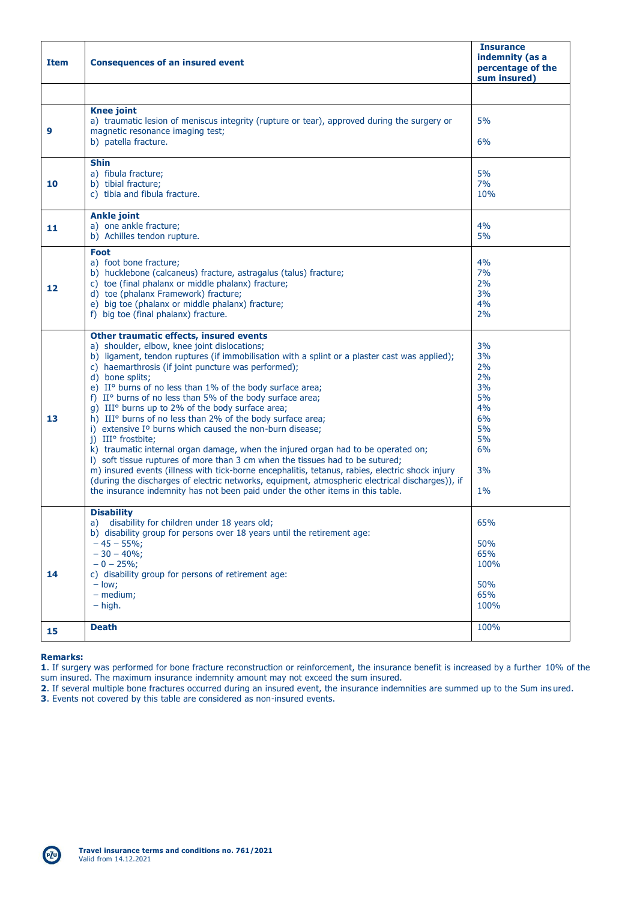| Item | Consequences of an insured event | Insurance indemnity (as a percentage of the sum insured) |
|---|---|---|
| | | |
| 9 | **Knee joint**<br>a) traumatic lesion of meniscus integrity (rupture or tear), approved during the surgery or magnetic resonance imaging test;<br>b) patella fracture. | <br>5%<br><br>6% |
| 10 | **Shin**<br>a) fibula fracture;<br>b) tibial fracture;<br>c) tibia and fibula fracture. | <br>5%<br>7%<br>10% |
| 11 | **Ankle joint**<br>a) one ankle fracture;<br>b) Achilles tendon rupture. | <br>4%<br>5% |
| 12 | **Foot**<br>a) foot bone fracture;<br>b) hucklebone (calcaneus) fracture, astragalus (talus) fracture;<br>c) toe (final phalanx or middle phalanx) fracture;<br>d) toe (phalanx Framework) fracture;<br>e) big toe (phalanx or middle phalanx) fracture;<br>f) big toe (final phalanx) fracture. | <br>4%<br>7%<br>2%<br>3%<br>4%<br>2% |
| 13 | **Other traumatic effects, insured events**<br>a) shoulder, elbow, knee joint dislocations;<br>b) ligament, tendon ruptures (if immobilisation with a splint or a plaster cast was applied);<br>c) haemarthrosis (if joint puncture was performed);<br>d) bone splits;<br>e) II° burns of no less than 1% of the body surface area;<br>f) II° burns of no less than 5% of the body surface area;<br>g) III° burns up to 2% of the body surface area;<br>h) III° burns of no less than 2% of the body surface area;<br>i) extensive I° burns which caused the non-burn disease;<br>j) III° frostbite;<br>k) traumatic internal organ damage, when the injured organ had to be operated on;<br>l) soft tissue ruptures of more than 3 cm when the tissues had to be sutured;<br>m) insured events (illness with tick-borne encephalitis, tetanus, rabies, electric shock injury (during the discharges of electric networks, equipment, atmospheric electrical discharges)), if the insurance indemnity has not been paid under the other items in this table. | <br>3%<br>3%<br>2%<br>2%<br>3%<br>5%<br>4%<br>6%<br>5%<br>5%<br>6%<br><br>3%<br><br>1% |
| 14 | **Disability**<br>a) disability for children under 18 years old;<br>b) disability group for persons over 18 years until the retirement age:<br>– 45 – 55%;<br>– 30 – 40%;<br>– 0 – 25%;<br>c) disability group for persons of retirement age:<br>– low;<br>– medium;<br>– high. | <br>65%<br><br>50%<br>65%<br>100%<br><br>50%<br>65%<br>100% |
| 15 | **Death** | 100% |

**Remarks:**

**1**. If surgery was performed for bone fracture reconstruction or reinforcement, the insurance benefit is increased by a further 10% of the sum insured. The maximum insurance indemnity amount may not exceed the sum insured.

**2**. If several multiple bone fractures occurred during an insured event, the insurance indemnities are summed up to the Sum insured.

**3**. Events not covered by this table are considered as non-insured events.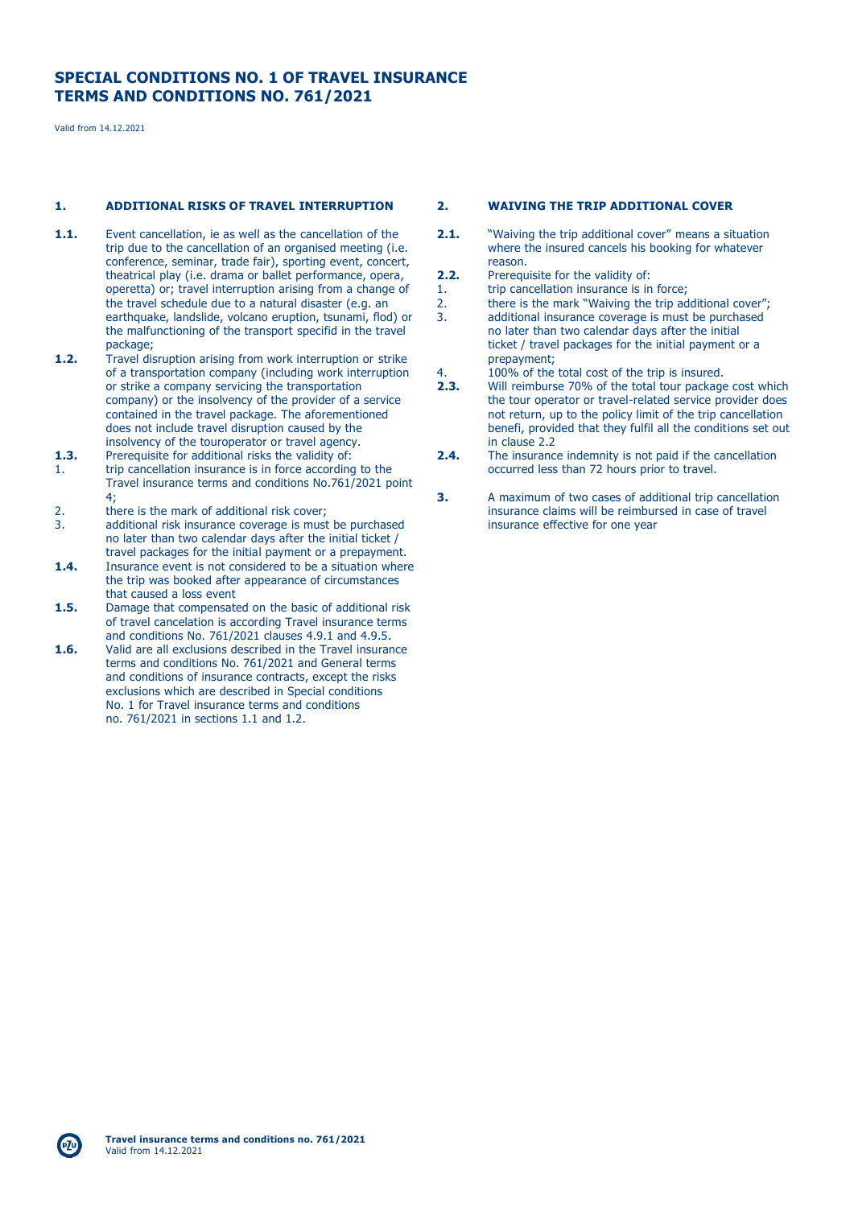# SPECIAL CONDITIONS NO. 1 OF TRAVEL INSURANCE TERMS AND CONDITIONS NO. 761/2021

Valid from 14.12.2021

## 1. ADDITIONAL RISKS OF TRAVEL INTERRUPTION

**1.1.** Event cancellation, ie as well as the cancellation of the trip due to the cancellation of an organised meeting (i.e. conference, seminar, trade fair), sporting event, concert, theatrical play (i.e. drama or ballet performance, opera, operetta) or; travel interruption arising from a change of the travel schedule due to a natural disaster (e.g. an earthquake, landslide, volcano eruption, tsunami, flod) or the malfunctioning of the transport specifid in the travel package;

**1.2.** Travel disruption arising from work interruption or strike of a transportation company (including work interruption or strike a company servicing the transportation company) or the insolvency of the provider of a service contained in the travel package. The aforementioned does not include travel disruption caused by the insolvency of the touroperator or travel agency.

**1.3.** Prerequisite for additional risks the validity of:

1. trip cancellation insurance is in force according to the Travel insurance terms and conditions No.761/2021 point 4;
2. there is the mark of additional risk cover;
3. additional risk insurance coverage is must be purchased no later than two calendar days after the initial ticket / travel packages for the initial payment or a prepayment.

**1.4.** Insurance event is not considered to be a situation where the trip was booked after appearance of circumstances that caused a loss event

**1.5.** Damage that compensated on the basic of additional risk of travel cancelation is according Travel insurance terms and conditions No. 761/2021 clauses 4.9.1 and 4.9.5.

**1.6.** Valid are all exclusions described in the Travel insurance terms and conditions No. 761/2021 and General terms and conditions of insurance contracts, except the risks exclusions which are described in Special conditions No. 1 for Travel insurance terms and conditions no. 761/2021 in sections 1.1 and 1.2.

## 2. WAIVING THE TRIP ADDITIONAL COVER

**2.1.** "Waiving the trip additional cover" means a situation where the insured cancels his booking for whatever reason.

**2.2.** Prerequisite for the validity of:

1. trip cancellation insurance is in force;
2. there is the mark "Waiving the trip additional cover";
3. additional insurance coverage is must be purchased no later than two calendar days after the initial ticket / travel packages for the initial payment or a prepayment;
4. 100% of the total cost of the trip is insured.

**2.3.** Will reimburse 70% of the total tour package cost which the tour operator or travel-related service provider does not return, up to the policy limit of the trip cancellation benefi, provided that they fulfil all the conditions set out in clause 2.2

**2.4.** The insurance indemnity is not paid if the cancellation occurred less than 72 hours prior to travel.

**3.** A maximum of two cases of additional trip cancellation insurance claims will be reimbursed in case of travel insurance effective for one year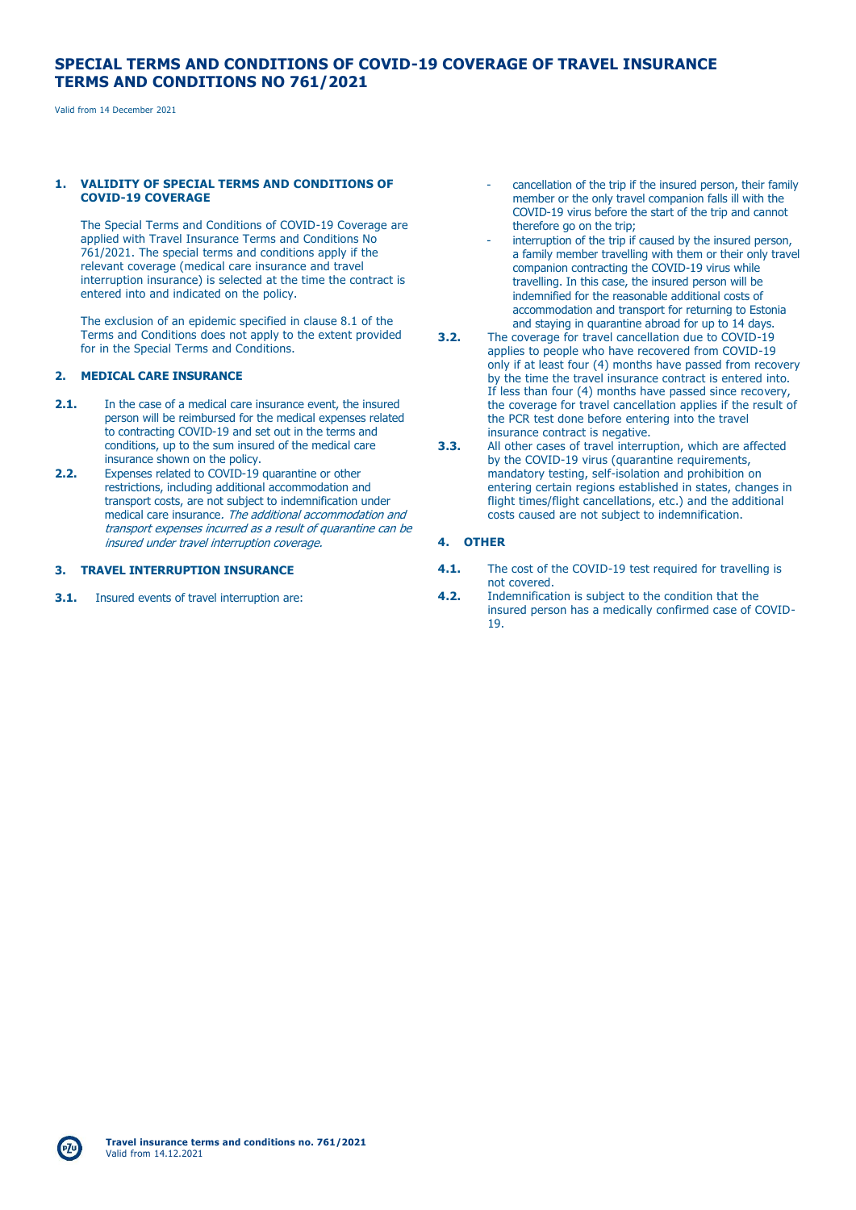# SPECIAL TERMS AND CONDITIONS OF COVID-19 COVERAGE OF TRAVEL INSURANCE TERMS AND CONDITIONS NO 761/2021

Valid from 14 December 2021

## 1. VALIDITY OF SPECIAL TERMS AND CONDITIONS OF COVID-19 COVERAGE

The Special Terms and Conditions of COVID-19 Coverage are applied with Travel Insurance Terms and Conditions No 761/2021. The special terms and conditions apply if the relevant coverage (medical care insurance and travel interruption insurance) is selected at the time the contract is entered into and indicated on the policy.

The exclusion of an epidemic specified in clause 8.1 of the Terms and Conditions does not apply to the extent provided for in the Special Terms and Conditions.

## 2. MEDICAL CARE INSURANCE

**2.1.** In the case of a medical care insurance event, the insured person will be reimbursed for the medical expenses related to contracting COVID-19 and set out in the terms and conditions, up to the sum insured of the medical care insurance shown on the policy.

**2.2.** Expenses related to COVID-19 quarantine or other restrictions, including additional accommodation and transport costs, are not subject to indemnification under medical care insurance. *The additional accommodation and transport expenses incurred as a result of quarantine can be insured under travel interruption coverage.*

## 3. TRAVEL INTERRUPTION INSURANCE

**3.1.** Insured events of travel interruption are:

- cancellation of the trip if the insured person, their family member or the only travel companion falls ill with the COVID-19 virus before the start of the trip and cannot therefore go on the trip;
- interruption of the trip if caused by the insured person, a family member travelling with them or their only travel companion contracting the COVID-19 virus while travelling. In this case, the insured person will be indemnified for the reasonable additional costs of accommodation and transport for returning to Estonia and staying in quarantine abroad for up to 14 days.

**3.2.** The coverage for travel cancellation due to COVID-19 applies to people who have recovered from COVID-19 only if at least four (4) months have passed from recovery by the time the travel insurance contract is entered into. If less than four (4) months have passed since recovery, the coverage for travel cancellation applies if the result of the PCR test done before entering into the travel insurance contract is negative.

**3.3.** All other cases of travel interruption, which are affected by the COVID-19 virus (quarantine requirements, mandatory testing, self-isolation and prohibition on entering certain regions established in states, changes in flight times/flight cancellations, etc.) and the additional costs caused are not subject to indemnification.

## 4. OTHER

**4.1.** The cost of the COVID-19 test required for travelling is not covered.

**4.2.** Indemnification is subject to the condition that the insured person has a medically confirmed case of COVID-19.